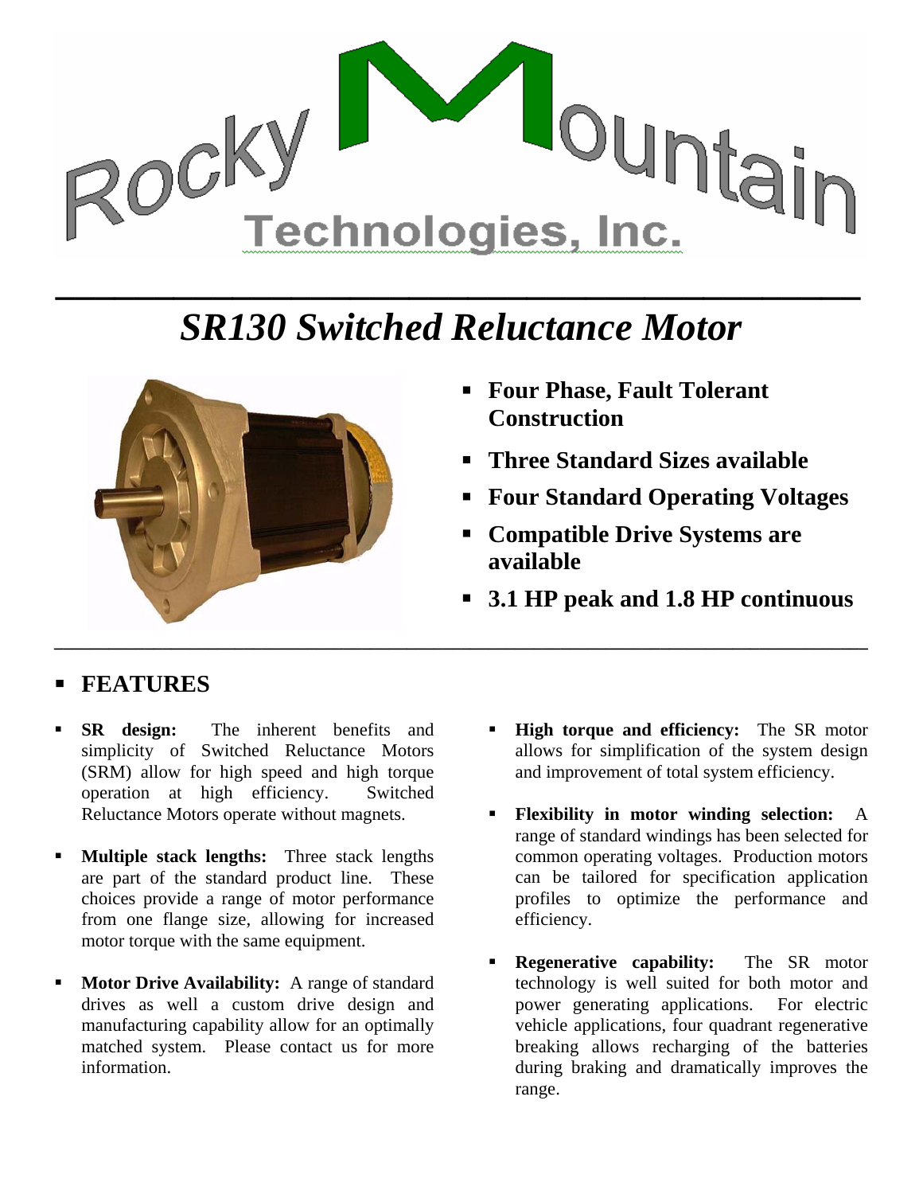Rocky Mountain Technologies, Inc.

# *SR130 Switched Reluctance Motor*

- **Four Phase, Fault Tolerant Construction**
- **Three Standard Sizes available**
- **Four Standard Operating Voltages**
- **Compatible Drive Systems are available**
- **3.1 HP peak and 1.8 HP continuous**

## FEATURES

- **SR design:** The inherent benefits and simplicity of Switched Reluctance Motors (SRM) allow for high speed and high torque operation at high efficiency. Switched Reluctance Motors operate without magnets.
- **Multiple stack lengths:** Three stack lengths are part of the standard product line. These choices provide a range of motor performance from one flange size, allowing for increased motor torque with the same equipment.
- **Motor Drive Availability:** A range of standard drives as well a custom drive design and manufacturing capability allow for an optimally matched system. Please contact us for more information.
- **High torque and efficiency:** The SR motor allows for simplification of the system design and improvement of total system efficiency.
- **Flexibility in motor winding selection:** A range of standard windings has been selected for common operating voltages. Production motors can be tailored for specification application profiles to optimize the performance and efficiency.
- **Regenerative capability:** The SR motor technology is well suited for both motor and power generating applications. For electric vehicle applications, four quadrant regenerative breaking allows recharging of the batteries during braking and dramatically improves the range.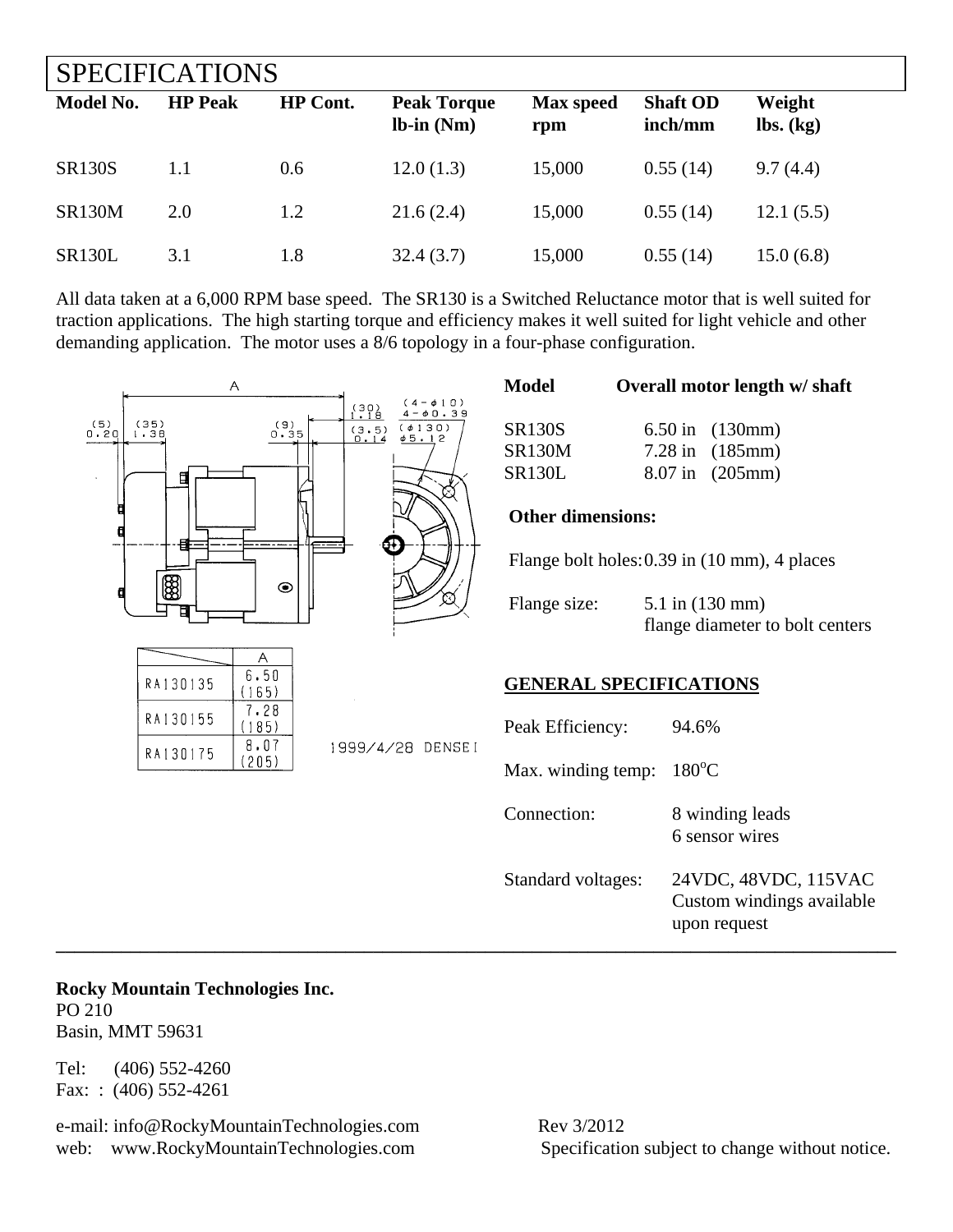# SPECIFICATIONS

| Model No. | HP Peak | HP Cont. | Peak Torque lb-in (Nm) | Max speed rpm | Shaft OD inch/mm | Weight lbs. (kg) |
|---|---|---|---|---|---|---|
| SR130S | 1.1 | 0.6 | 12.0 (1.3) | 15,000 | 0.55 (14) | 9.7 (4.4) |
| SR130M | 2.0 | 1.2 | 21.6 (2.4) | 15,000 | 0.55 (14) | 12.1 (5.5) |
| SR130L | 3.1 | 1.8 | 32.4 (3.7) | 15,000 | 0.55 (14) | 15.0 (6.8) |

All data taken at a 6,000 RPM base speed. The SR130 is a Switched Reluctance motor that is well suited for traction applications. The high starting torque and efficiency makes it well suited for light vehicle and other demanding application. The motor uses a 8/6 topology in a four-phase configuration.

A
(5) 0.20
(35) 1.38
(9) 0.35
(30) 1.18
(3.5) 0.14
(4-φ10) 4-φ0.39
(φ130) φ5.12

| | A |
|---|---|
| RA130135 | 6.50 (165) |
| RA130155 | 7.28 (185) |
| RA130175 | 8.07 (205) |

1999/4/28 DENSEI

| Model | Overall motor length w/ shaft |
|---|---|
| SR130S | 6.50 in (130mm) |
| SR130M | 7.28 in (185mm) |
| SR130L | 8.07 in (205mm) |

**Other dimensions:**

Flange bolt holes: 0.39 in (10 mm), 4 places

Flange size: 5.1 in (130 mm) flange diameter to bolt centers

## GENERAL SPECIFICATIONS

Peak Efficiency: 94.6%

Max. winding temp: 180°C

Connection: 8 winding leads
6 sensor wires

Standard voltages: 24VDC, 48VDC, 115VAC
Custom windings available upon request

---

**Rocky Mountain Technologies Inc.**
PO 210
Basin, MMT 59631

Tel: (406) 552-4260
Fax: : (406) 552-4261

e-mail: info@RockyMountainTechnologies.com
web: www.RockyMountainTechnologies.com

Rev 3/2012
Specification subject to change without notice.